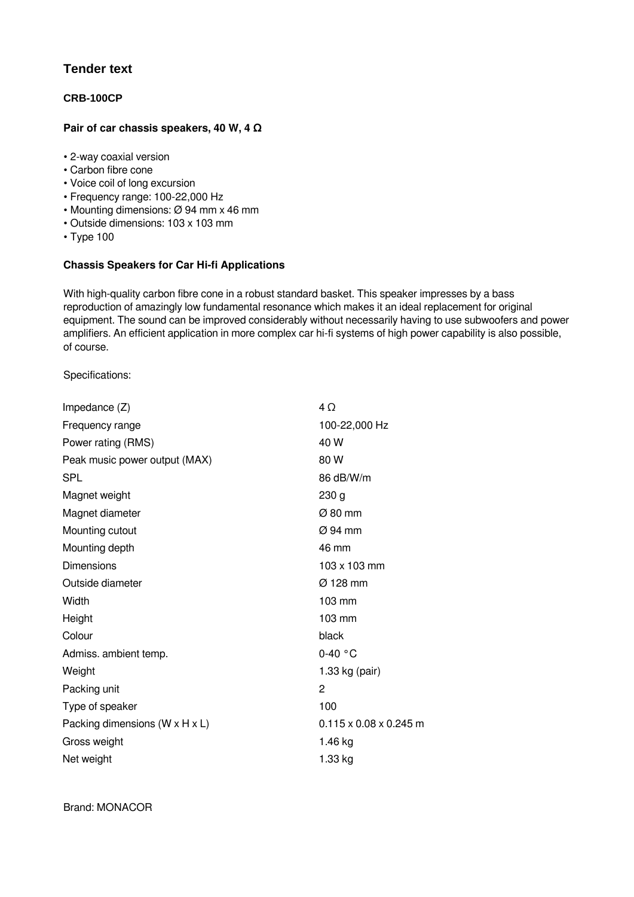# Tender text

### CRB-100CP

### Pair of car chassis speakers, 40 W, 4 Ω

- 2-way coaxial version
- Carbon fibre cone
- Voice coil of long excursion
- Frequency range: 100-22,000 Hz
- Mounting dimensions: Ø 94 mm x 46 mm
- Outside dimensions: 103 x 103 mm
- Type 100

### Chassis Speakers for Car Hi-fi Applications

With high-quality carbon fibre cone in a robust standard basket. This speaker impresses by a bass reproduction of amazingly low fundamental resonance which makes it an ideal replacement for original equipment. The sound can be improved considerably without necessarily having to use subwoofers and power amplifiers. An efficient application in more complex car hi-fi systems of high power capability is also possible, of course.

Specifications:

| | |
|---|---|
| Impedance (Z) | 4 Ω |
| Frequency range | 100-22,000 Hz |
| Power rating (RMS) | 40 W |
| Peak music power output (MAX) | 80 W |
| SPL | 86 dB/W/m |
| Magnet weight | 230 g |
| Magnet diameter | Ø 80 mm |
| Mounting cutout | Ø 94 mm |
| Mounting depth | 46 mm |
| Dimensions | 103 x 103 mm |
| Outside diameter | Ø 128 mm |
| Width | 103 mm |
| Height | 103 mm |
| Colour | black |
| Admiss. ambient temp. | 0-40 °C |
| Weight | 1.33 kg (pair) |
| Packing unit | 2 |
| Type of speaker | 100 |
| Packing dimensions (W x H x L) | 0.115 x 0.08 x 0.245 m |
| Gross weight | 1.46 kg |
| Net weight | 1.33 kg |

Brand: MONACOR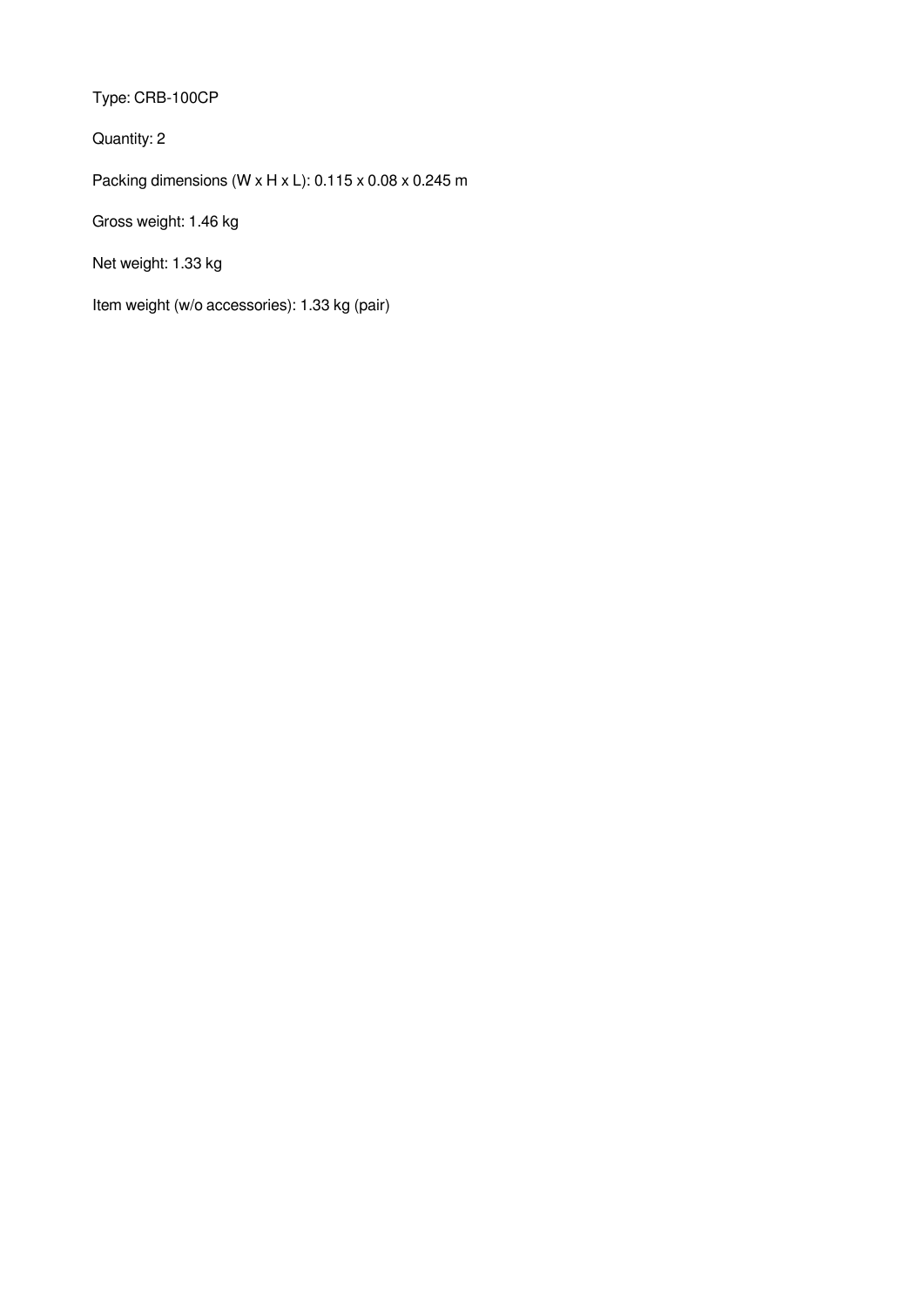Type: CRB-100CP

Quantity: 2

Packing dimensions (W x H x L): 0.115 x 0.08 x 0.245 m

Gross weight: 1.46 kg

Net weight: 1.33 kg

Item weight (w/o accessories): 1.33 kg (pair)